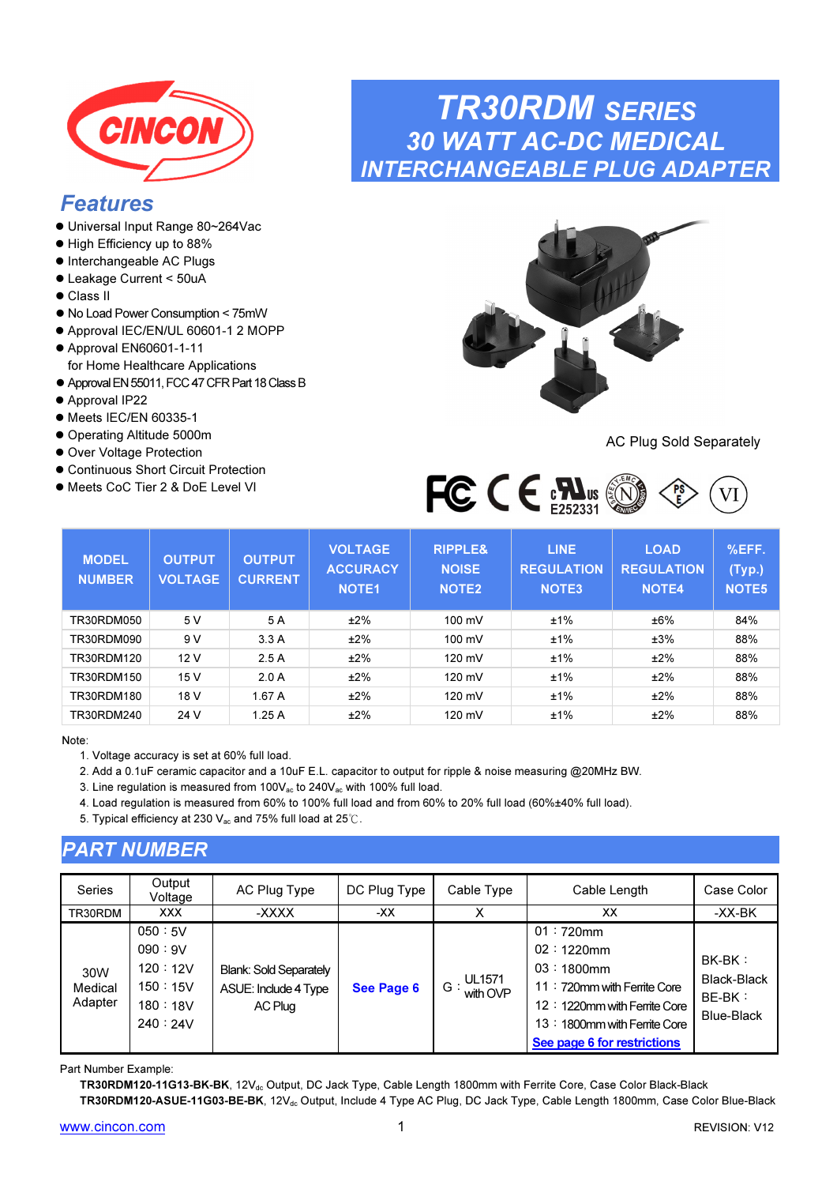CINCON

# TR30RDM SERIES
## 30 WATT AC-DC MEDICAL INTERCHANGEABLE PLUG ADAPTER

## Features

- Universal Input Range 80~264Vac
- High Efficiency up to 88%
- Interchangeable AC Plugs
- Leakage Current < 50uA
- Class II
- No Load Power Consumption < 75mW
- Approval IEC/EN/UL 60601-1 2 MOPP
- Approval EN60601-1-11 for Home Healthcare Applications
- Approval EN 55011, FCC 47 CFR Part 18 Class B
- Approval IP22
- Meets IEC/EN 60335-1
- Operating Altitude 5000m
- Over Voltage Protection
- Continuous Short Circuit Protection
- Meets CoC Tier 2 & DoE Level VI

AC Plug Sold Separately

E252331

| MODEL NUMBER | OUTPUT VOLTAGE | OUTPUT CURRENT | VOLTAGE ACCURACY NOTE1 | RIPPLE& NOISE NOTE2 | LINE REGULATION NOTE3 | LOAD REGULATION NOTE4 | %EFF. (Typ.) NOTE5 |
|---|---|---|---|---|---|---|---|
| TR30RDM050 | 5 V | 5 A | ±2% | 100 mV | ±1% | ±6% | 84% |
| TR30RDM090 | 9 V | 3.3 A | ±2% | 100 mV | ±1% | ±3% | 88% |
| TR30RDM120 | 12 V | 2.5 A | ±2% | 120 mV | ±1% | ±2% | 88% |
| TR30RDM150 | 15 V | 2.0 A | ±2% | 120 mV | ±1% | ±2% | 88% |
| TR30RDM180 | 18 V | 1.67 A | ±2% | 120 mV | ±1% | ±2% | 88% |
| TR30RDM240 | 24 V | 1.25 A | ±2% | 120 mV | ±1% | ±2% | 88% |

Note:
1. Voltage accuracy is set at 60% full load.
2. Add a 0.1uF ceramic capacitor and a 10uF E.L. capacitor to output for ripple & noise measuring @20MHz BW.
3. Line regulation is measured from 100$V_{ac}$ to 240$V_{ac}$ with 100% full load.
4. Load regulation is measured from 60% to 100% full load and from 60% to 20% full load (60%±40% full load).
5. Typical efficiency at 230 $V_{ac}$ and 75% full load at 25℃.

## PART NUMBER

| Series | Output Voltage | AC Plug Type | DC Plug Type | Cable Type | Cable Length | Case Color |
|---|---|---|---|---|---|---|
| TR30RDM | XXX | -XXXX | -XX | X | XX | -XX-BK |
| 30W Medical Adapter | 050：5V<br>090：9V<br>120：12V<br>150：15V<br>180：18V<br>240：24V | Blank: Sold Separately<br>ASUE: Include 4 Type AC Plug | See Page 6 | G：UL1571 with OVP | 01：720mm<br>02：1220mm<br>03：1800mm<br>11：720mm with Ferrite Core<br>12：1220mm with Ferrite Core<br>13：1800mm with Ferrite Core<br>See page 6 for restrictions | BK-BK：Black-Black<br>BE-BK：Blue-Black |

Part Number Example:

**TR30RDM120-11G13-BK-BK**, 12$V_{dc}$ Output, DC Jack Type, Cable Length 1800mm with Ferrite Core, Case Color Black-Black

**TR30RDM120-ASUE-11G03-BE-BK**, 12$V_{dc}$ Output, Include 4 Type AC Plug, DC Jack Type, Cable Length 1800mm, Case Color Blue-Black

www.cincon.com

REVISION: V12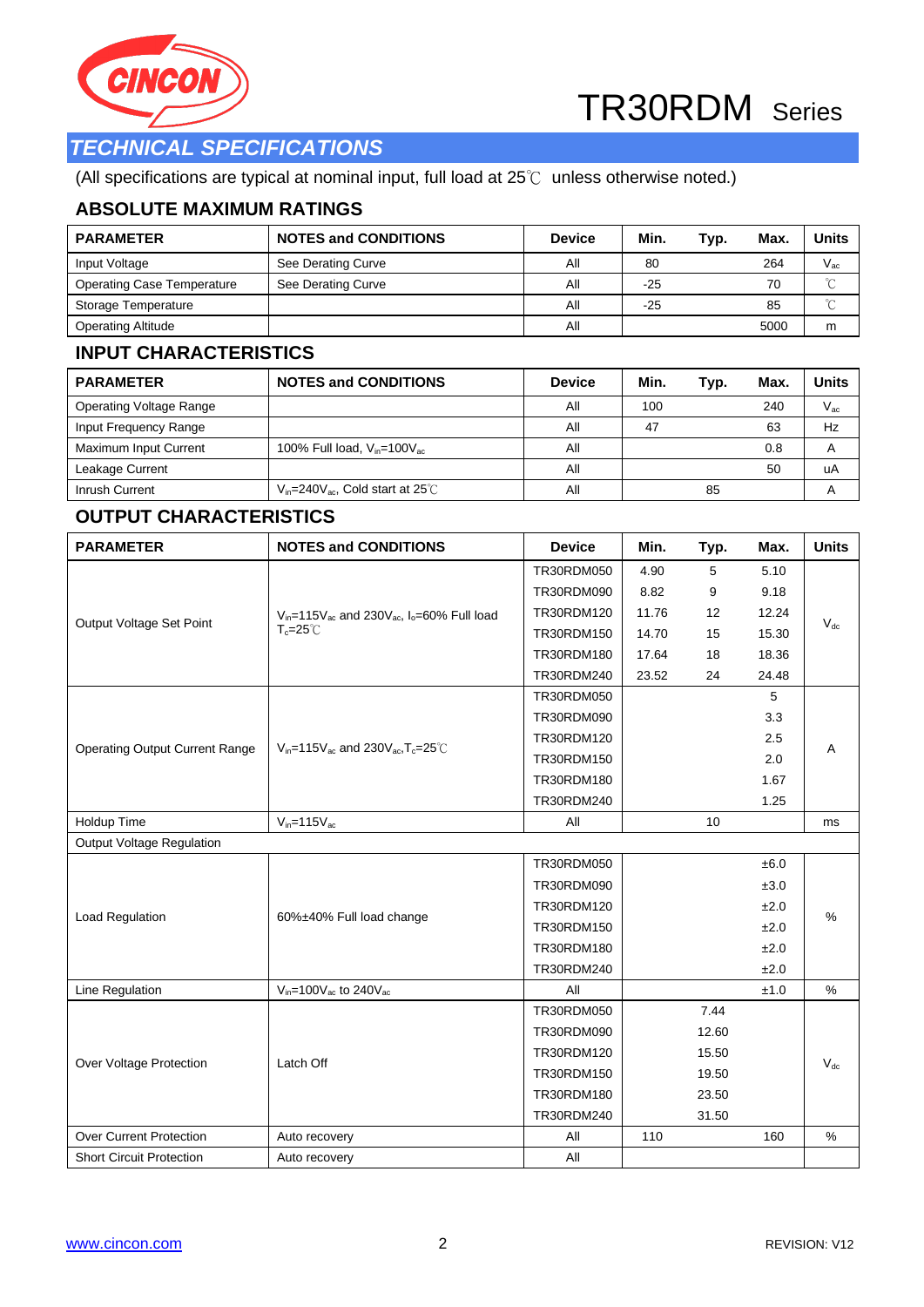# TR30RDM Series

## TECHNICAL SPECIFICATIONS

(All specifications are typical at nominal input, full load at 25℃ unless otherwise noted.)

### ABSOLUTE MAXIMUM RATINGS

| PARAMETER | NOTES and CONDITIONS | Device | Min. | Typ. | Max. | Units |
|---|---|---|---|---|---|---|
| Input Voltage | See Derating Curve | All | 80 | | 264 | $V_{ac}$ |
| Operating Case Temperature | See Derating Curve | All | -25 | | 70 | ℃ |
| Storage Temperature | | All | -25 | | 85 | ℃ |
| Operating Altitude | | All | | | 5000 | m |

### INPUT CHARACTERISTICS

| PARAMETER | NOTES and CONDITIONS | Device | Min. | Typ. | Max. | Units |
|---|---|---|---|---|---|---|
| Operating Voltage Range | | All | 100 | | 240 | $V_{ac}$ |
| Input Frequency Range | | All | 47 | | 63 | Hz |
| Maximum Input Current | 100% Full load, $V_{in}$=100$V_{ac}$ | All | | | 0.8 | A |
| Leakage Current | | All | | | 50 | uA |
| Inrush Current | $V_{in}$=240$V_{ac}$, Cold start at 25℃ | All | | 85 | | A |

### OUTPUT CHARACTERISTICS

| PARAMETER | NOTES and CONDITIONS | Device | Min. | Typ. | Max. | Units |
|---|---|---|---|---|---|---|
| Output Voltage Set Point | $V_{in}$=115$V_{ac}$ and 230$V_{ac}$, $I_o$=60% Full load $T_c$=25℃ | TR30RDM050 | 4.90 | 5 | 5.10 | $V_{dc}$ |
| | | TR30RDM090 | 8.82 | 9 | 9.18 | |
| | | TR30RDM120 | 11.76 | 12 | 12.24 | |
| | | TR30RDM150 | 14.70 | 15 | 15.30 | |
| | | TR30RDM180 | 17.64 | 18 | 18.36 | |
| | | TR30RDM240 | 23.52 | 24 | 24.48 | |
| Operating Output Current Range | $V_{in}$=115$V_{ac}$ and 230$V_{ac}$, $T_c$=25℃ | TR30RDM050 | | | 5 | A |
| | | TR30RDM090 | | | 3.3 | |
| | | TR30RDM120 | | | 2.5 | |
| | | TR30RDM150 | | | 2.0 | |
| | | TR30RDM180 | | | 1.67 | |
| | | TR30RDM240 | | | 1.25 | |
| Holdup Time | $V_{in}$=115$V_{ac}$ | All | | 10 | | ms |
| Output Voltage Regulation | | | | | | |
| Load Regulation | 60%±40% Full load change | TR30RDM050 | | | ±6.0 | % |
| | | TR30RDM090 | | | ±3.0 | |
| | | TR30RDM120 | | | ±2.0 | |
| | | TR30RDM150 | | | ±2.0 | |
| | | TR30RDM180 | | | ±2.0 | |
| | | TR30RDM240 | | | ±2.0 | |
| Line Regulation | $V_{in}$=100$V_{ac}$ to 240$V_{ac}$ | All | | | ±1.0 | % |
| Over Voltage Protection | Latch Off | TR30RDM050 | | 7.44 | | $V_{dc}$ |
| | | TR30RDM090 | | 12.60 | | |
| | | TR30RDM120 | | 15.50 | | |
| | | TR30RDM150 | | 19.50 | | |
| | | TR30RDM180 | | 23.50 | | |
| | | TR30RDM240 | | 31.50 | | |
| Over Current Protection | Auto recovery | All | 110 | | 160 | % |
| Short Circuit Protection | Auto recovery | All | | | | |

www.cincon.com REVISION: V12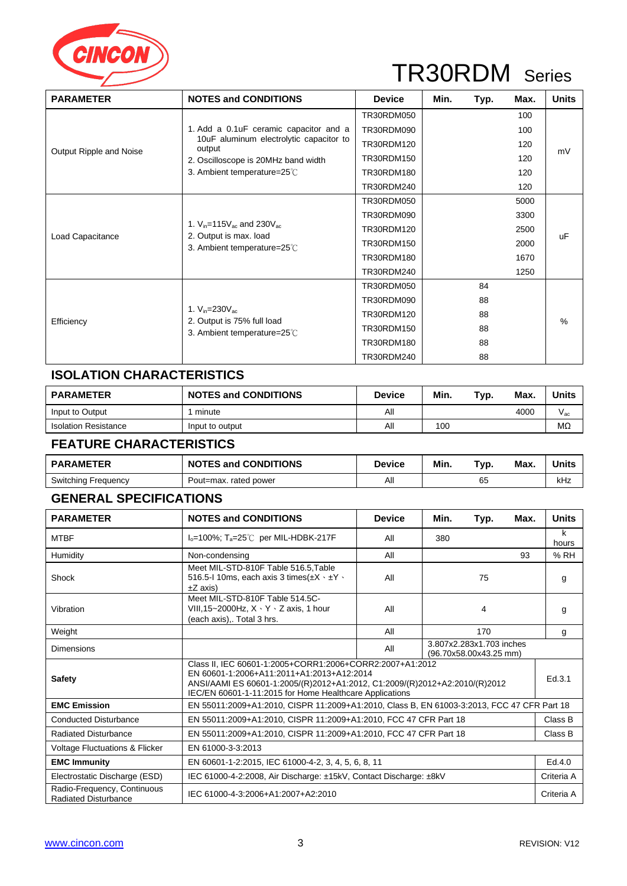# TR30RDM Series

| PARAMETER | NOTES and CONDITIONS | Device | Min. | Typ. | Max. | Units |
|---|---|---|---|---|---|---|
| Output Ripple and Noise | 1. Add a 0.1uF ceramic capacitor and a 10uF aluminum electrolytic capacitor to output<br>2. Oscilloscope is 20MHz band width<br>3. Ambient temperature=25℃ | TR30RDM050 | | | 100 | mV |
| | | TR30RDM090 | | | 100 | |
| | | TR30RDM120 | | | 120 | |
| | | TR30RDM150 | | | 120 | |
| | | TR30RDM180 | | | 120 | |
| | | TR30RDM240 | | | 120 | |
| Load Capacitance | 1. $V_{in}$=115$V_{ac}$ and 230$V_{ac}$<br>2. Output is max. load<br>3. Ambient temperature=25℃ | TR30RDM050 | | | 5000 | uF |
| | | TR30RDM090 | | | 3300 | |
| | | TR30RDM120 | | | 2500 | |
| | | TR30RDM150 | | | 2000 | |
| | | TR30RDM180 | | | 1670 | |
| | | TR30RDM240 | | | 1250 | |
| Efficiency | 1. $V_{in}$=230$V_{ac}$<br>2. Output is 75% full load<br>3. Ambient temperature=25℃ | TR30RDM050 | | 84 | | % |
| | | TR30RDM090 | | 88 | | |
| | | TR30RDM120 | | 88 | | |
| | | TR30RDM150 | | 88 | | |
| | | TR30RDM180 | | 88 | | |
| | | TR30RDM240 | | 88 | | |

## ISOLATION CHARACTERISTICS

| PARAMETER | NOTES and CONDITIONS | Device | Min. | Typ. | Max. | Units |
|---|---|---|---|---|---|---|
| Input to Output | 1 minute | All | | | 4000 | $V_{ac}$ |
| Isolation Resistance | Input to output | All | 100 | | | MΩ |

## FEATURE CHARACTERISTICS

| PARAMETER | NOTES and CONDITIONS | Device | Min. | Typ. | Max. | Units |
|---|---|---|---|---|---|---|
| Switching Frequency | Pout=max. rated power | All | | 65 | | kHz |

## GENERAL SPECIFICATIONS

| PARAMETER | NOTES and CONDITIONS | Device | Min. | Typ. | Max. | Units |
|---|---|---|---|---|---|---|
| MTBF | $I_o$=100%; $T_a$=25℃ per MIL-HDBK-217F | All | 380 | | | k hours |
| Humidity | Non-condensing | All | | | 93 | % RH |
| Shock | Meet MIL-STD-810F Table 516.5,Table 516.5-I 10ms, each axis 3 times(±X、±Y、±Z axis) | All | | 75 | | g |
| Vibration | Meet MIL-STD-810F Table 514.5C-VIII,15~2000Hz, X、Y、Z axis, 1 hour (each axis),. Total 3 hrs. | All | | 4 | | g |
| Weight | | All | | 170 | | g |
| Dimensions | | All | 3.807x2.283x1.703 inches (96.70x58.00x43.25 mm) | | | |
| **Safety** | Class II, IEC 60601-1:2005+CORR1:2006+CORR2:2007+A1:2012<br>EN 60601-1:2006+A11:2011+A1:2013+A12:2014<br>ANSI/AAMI ES 60601-1:2005/(R)2012+A1:2012, C1:2009/(R)2012+A2:2010/(R)2012<br>IEC/EN 60601-1-11:2015 for Home Healthcare Applications | | | | | Ed.3.1 |
| **EMC Emission** | EN 55011:2009+A1:2010, CISPR 11:2009+A1:2010, Class B, EN 61003-3:2013, FCC 47 CFR Part 18 | | | | | |
| Conducted Disturbance | EN 55011:2009+A1:2010, CISPR 11:2009+A1:2010, FCC 47 CFR Part 18 | | | | | Class B |
| Radiated Disturbance | EN 55011:2009+A1:2010, CISPR 11:2009+A1:2010, FCC 47 CFR Part 18 | | | | | Class B |
| Voltage Fluctuations & Flicker | EN 61000-3-3:2013 | | | | | |
| **EMC Immunity** | EN 60601-1-2:2015, IEC 61000-4-2, 3, 4, 5, 6, 8, 11 | | | | | Ed.4.0 |
| Electrostatic Discharge (ESD) | IEC 61000-4-2:2008, Air Discharge: ±15kV, Contact Discharge: ±8kV | | | | | Criteria A |
| Radio-Frequency, Continuous Radiated Disturbance | IEC 61000-4-3:2006+A1:2007+A2:2010 | | | | | Criteria A |

www.cincon.com

REVISION: V12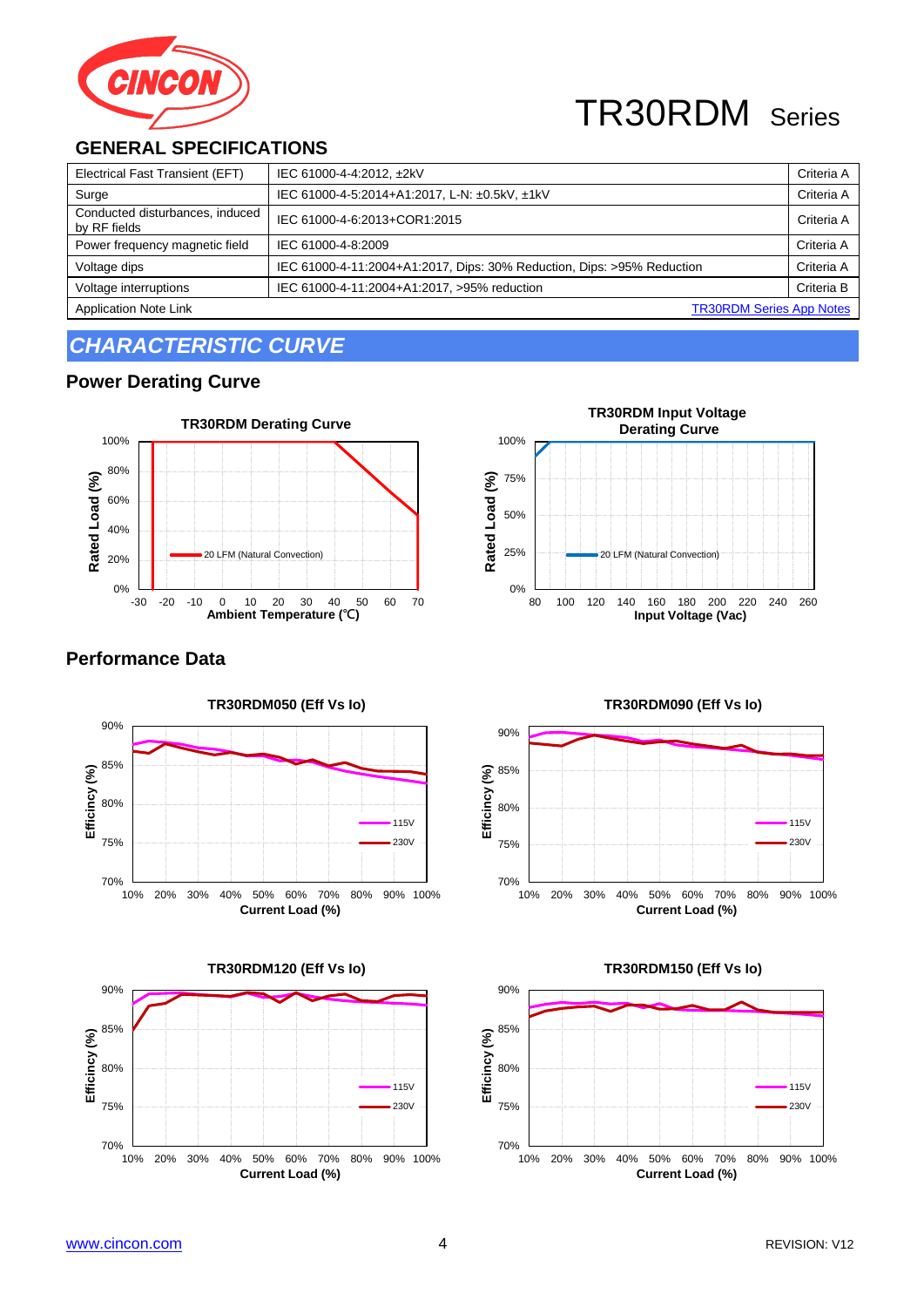## GENERAL SPECIFICATIONS

| | | |
|---|---|---|
| Electrical Fast Transient (EFT) | IEC 61000-4-4:2012, ±2kV | Criteria A |
| Surge | IEC 61000-4-5:2014+A1:2017, L-N: ±0.5kV, ±1kV | Criteria A |
| Conducted disturbances, induced by RF fields | IEC 61000-4-6:2013+COR1:2015 | Criteria A |
| Power frequency magnetic field | IEC 61000-4-8:2009 | Criteria A |
| Voltage dips | IEC 61000-4-11:2004+A1:2017, Dips: 30% Reduction, Dips: >95% Reduction | Criteria A |
| Voltage interruptions | IEC 61000-4-11:2004+A1:2017, >95% reduction | Criteria B |
| Application Note Link | | TR30RDM Series App Notes |

## CHARACTERISTIC CURVE

### Power Derating Curve

**TR30RDM Derating Curve**

Rated Load (%): 0%, 20%, 40%, 60%, 80%, 100%
Ambient Temperature (℃): -30, -20, -10, 0, 10, 20, 30, 40, 50, 60, 70
20 LFM (Natural Convection)

**TR30RDM Input Voltage Derating Curve**

Rated Load (%): 0%, 25%, 50%, 75%, 100%
Input Voltage (Vac): 80, 100, 120, 140, 160, 180, 200, 220, 240, 260
20 LFM (Natural Convection)

### Performance Data

**TR30RDM050 (Eff Vs Io)**

Efficincy (%): 70%, 75%, 80%, 85%, 90%
Current Load (%): 10%, 20%, 30%, 40%, 50%, 60%, 70%, 80%, 90%, 100%
115V, 230V

**TR30RDM090 (Eff Vs Io)**

Efficincy (%): 70%, 75%, 80%, 85%, 90%
Current Load (%): 10%, 20%, 30%, 40%, 50%, 60%, 70%, 80%, 90%, 100%
115V, 230V

**TR30RDM120 (Eff Vs Io)**

Efficincy (%): 70%, 75%, 80%, 85%, 90%
Current Load (%): 10%, 20%, 30%, 40%, 50%, 60%, 70%, 80%, 90%, 100%
115V, 230V

**TR30RDM150 (Eff Vs Io)**

Efficincy (%): 70%, 75%, 80%, 85%, 90%
Current Load (%): 10%, 20%, 30%, 40%, 50%, 60%, 70%, 80%, 90%, 100%
115V, 230V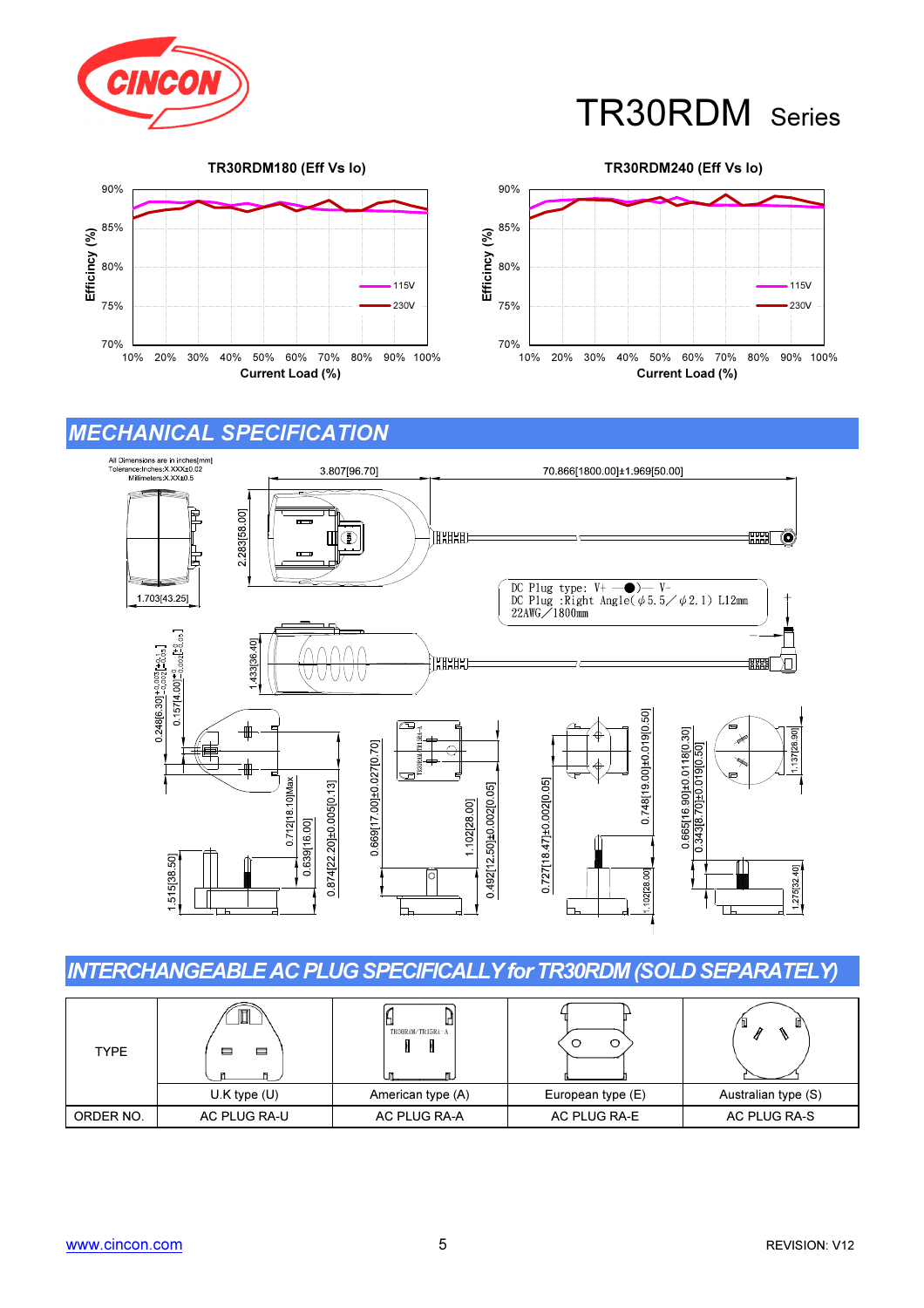# TR30RDM Series

**TR30RDM180 (Eff Vs Io)**

Efficincy (%) vs Current Load (%) — 115V, 230V

**TR30RDM240 (Eff Vs Io)**

Efficincy (%) vs Current Load (%) — 115V, 230V

## MECHANICAL SPECIFICATION

All Dimensions are in inches[mm]
Tolerance:Inches:X.XXX±0.02
Millimeters:X.XX±0.5

DC Plug type: V+ —●)— V-
DC Plug :Right Angle(φ5.5／φ2.1) L12mm
22AWG／1800mm

## INTERCHANGEABLE AC PLUG SPECIFICALLY for TR30RDM (SOLD SEPARATELY)

| TYPE | U.K type (U) | American type (A) | European type (E) | Australian type (S) |
|---|---|---|---|---|
| ORDER NO. | AC PLUG RA-U | AC PLUG RA-A | AC PLUG RA-E | AC PLUG RA-S |

www.cincon.com

REVISION: V12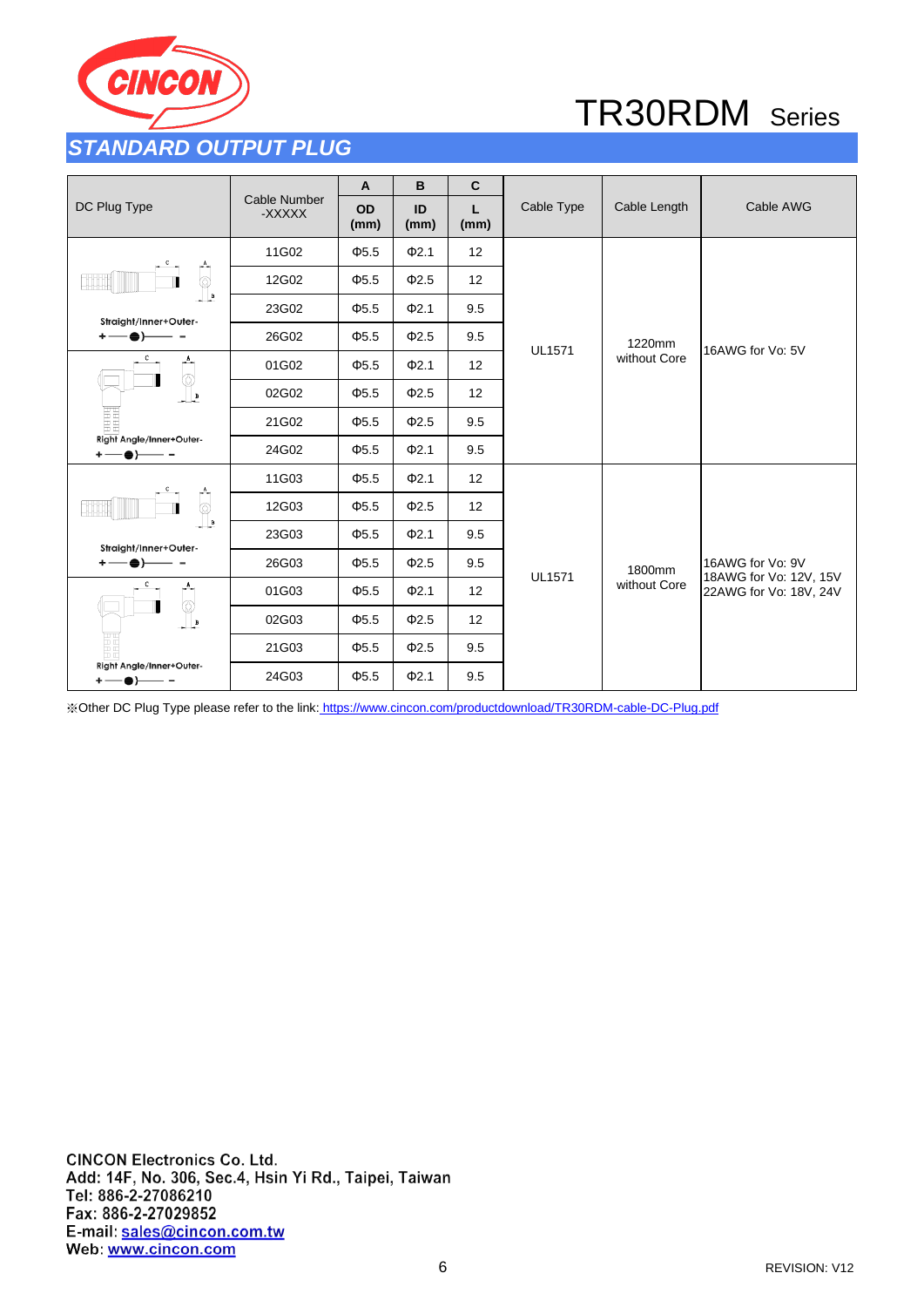TR30RDM Series

## STANDARD OUTPUT PLUG

| DC Plug Type | Cable Number -XXXXX | A OD (mm) | B ID (mm) | C L (mm) | Cable Type | Cable Length | Cable AWG |
|---|---|---|---|---|---|---|---|
| Straight/Inner+Outer- | 11G02 | Φ5.5 | Φ2.1 | 12 | UL1571 | 1220mm without Core | 16AWG for Vo: 5V |
| | 12G02 | Φ5.5 | Φ2.5 | 12 | | | |
| | 23G02 | Φ5.5 | Φ2.1 | 9.5 | | | |
| | 26G02 | Φ5.5 | Φ2.5 | 9.5 | | | |
| Right Angle/Inner+Outer- | 01G02 | Φ5.5 | Φ2.1 | 12 | | | |
| | 02G02 | Φ5.5 | Φ2.5 | 12 | | | |
| | 21G02 | Φ5.5 | Φ2.5 | 9.5 | | | |
| | 24G02 | Φ5.5 | Φ2.1 | 9.5 | | | |
| Straight/Inner+Outer- | 11G03 | Φ5.5 | Φ2.1 | 12 | UL1571 | 1800mm without Core | 16AWG for Vo: 9V<br>18AWG for Vo: 12V, 15V<br>22AWG for Vo: 18V, 24V |
| | 12G03 | Φ5.5 | Φ2.5 | 12 | | | |
| | 23G03 | Φ5.5 | Φ2.1 | 9.5 | | | |
| | 26G03 | Φ5.5 | Φ2.5 | 9.5 | | | |
| Right Angle/Inner+Outer- | 01G03 | Φ5.5 | Φ2.1 | 12 | | | |
| | 02G03 | Φ5.5 | Φ2.5 | 12 | | | |
| | 21G03 | Φ5.5 | Φ2.5 | 9.5 | | | |
| | 24G03 | Φ5.5 | Φ2.1 | 9.5 | | | |

※Other DC Plug Type please refer to the link: https://www.cincon.com/productdownload/TR30RDM-cable-DC-Plug.pdf

CINCON Electronics Co. Ltd.
Add: 14F, No. 306, Sec.4, Hsin Yi Rd., Taipei, Taiwan
Tel: 886-2-27086210
Fax: 886-2-27029852
E-mail: sales@cincon.com.tw
Web: www.cincon.com

REVISION: V12